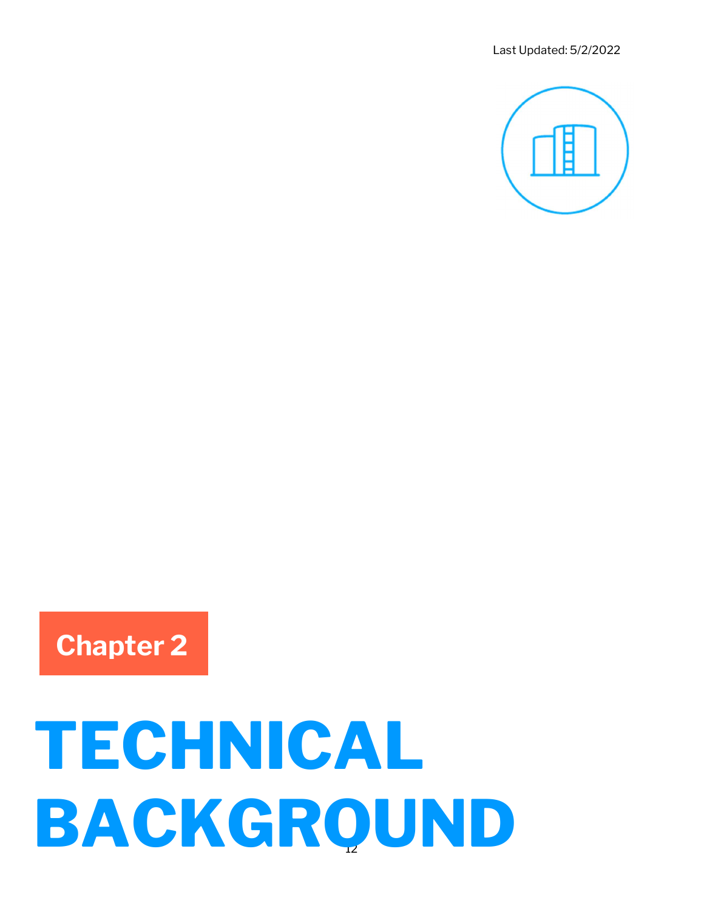Last Updated: 5/2/2022

**Chapter 2**

# TECHNICAL BACKGROUND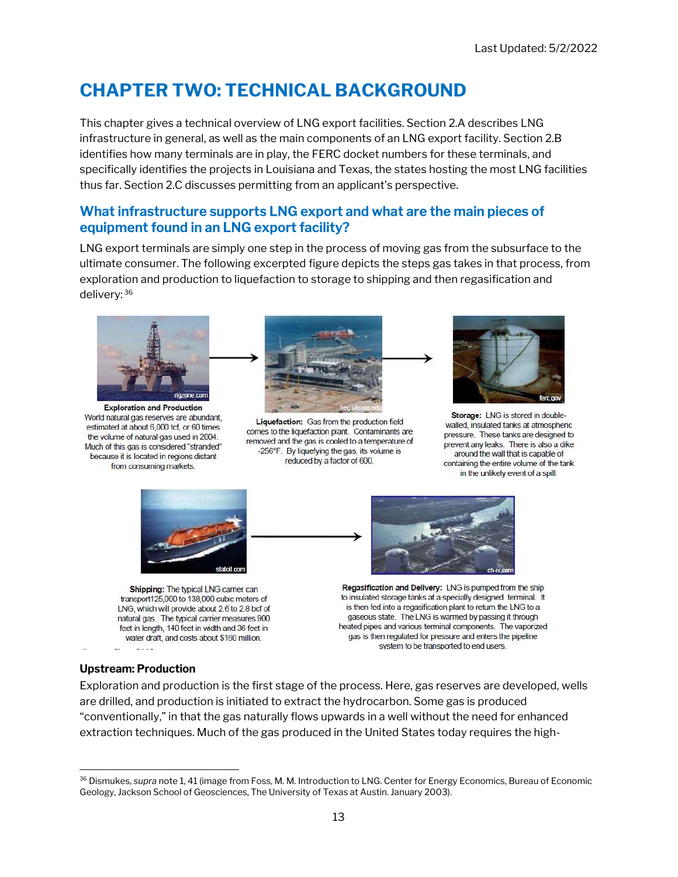# CHAPTER TWO: TECHNICAL BACKGROUND

This chapter gives a technical overview of LNG export facilities. Section 2.A describes LNG infrastructure in general, as well as the main components of an LNG export facility. Section 2.B identifies how many terminals are in play, the FERC docket numbers for these terminals, and specifically identifies the projects in Louisiana and Texas, the states hosting the most LNG facilities thus far. Section 2.C discusses permitting from an applicant's perspective.

## What infrastructure supports LNG export and what are the main pieces of equipment found in an LNG export facility?

LNG export terminals are simply one step in the process of moving gas from the subsurface to the ultimate consumer. The following excerpted figure depicts the steps gas takes in that process, from exploration and production to liquefaction to storage to shipping and then regasification and delivery:[36]

rigzone.com

**Exploration and Production**
World natural gas reserves are abundant, estimated at about 6,000 tcf, or 60 times the volume of natural gas used in 2004. Much of this gas is considered "stranded" because it is located in regions distant from consuming markets.

beg.utexas.edu

**Liquefaction:** Gas from the production field comes to the liquefaction plant. Contaminants are removed and the gas is cooled to a temperature of -256°F. By liquefying the gas, its volume is reduced by a factor of 600.

ferc.gov

**Storage:** LNG is stored in double-walled, insulated tanks at atmospheric pressure. These tanks are designed to prevent any leaks. There is also a dike around the wall that is capable of containing the entire volume of the tank in the unlikely event of a spill.

statoil.com

**Shipping:** The typical LNG carrier can transport125,000 to 138,000 cubic meters of LNG, which will provide about 2.6 to 2.8 bcf of natural gas. The typical carrier measures 900 feet in length, 140 feet in width and 36 feet in water draft, and costs about $160 million.

ch-iv.com

**Regasification and Delivery:** LNG is pumped from the ship to insulated storage tanks at a specially designed terminal. It is then fed into a regasification plant to return the LNG to a gaseous state. The LNG is warmed by passing it through heated pipes and various terminal components. The vaporized gas is then regulated for pressure and enters the pipeline system to be transported to end users.

### Upstream: Production

Exploration and production is the first stage of the process. Here, gas reserves are developed, wells are drilled, and production is initiated to extract the hydrocarbon. Some gas is produced "conventionally," in that the gas naturally flows upwards in a well without the need for enhanced extraction techniques. Much of the gas produced in the United States today requires the high-

[36] Dismukes, *supra* note 1, 41 (image from Foss, M. M. Introduction to LNG. Center for Energy Economics, Bureau of Economic Geology, Jackson School of Geosciences, The University of Texas at Austin. January 2003).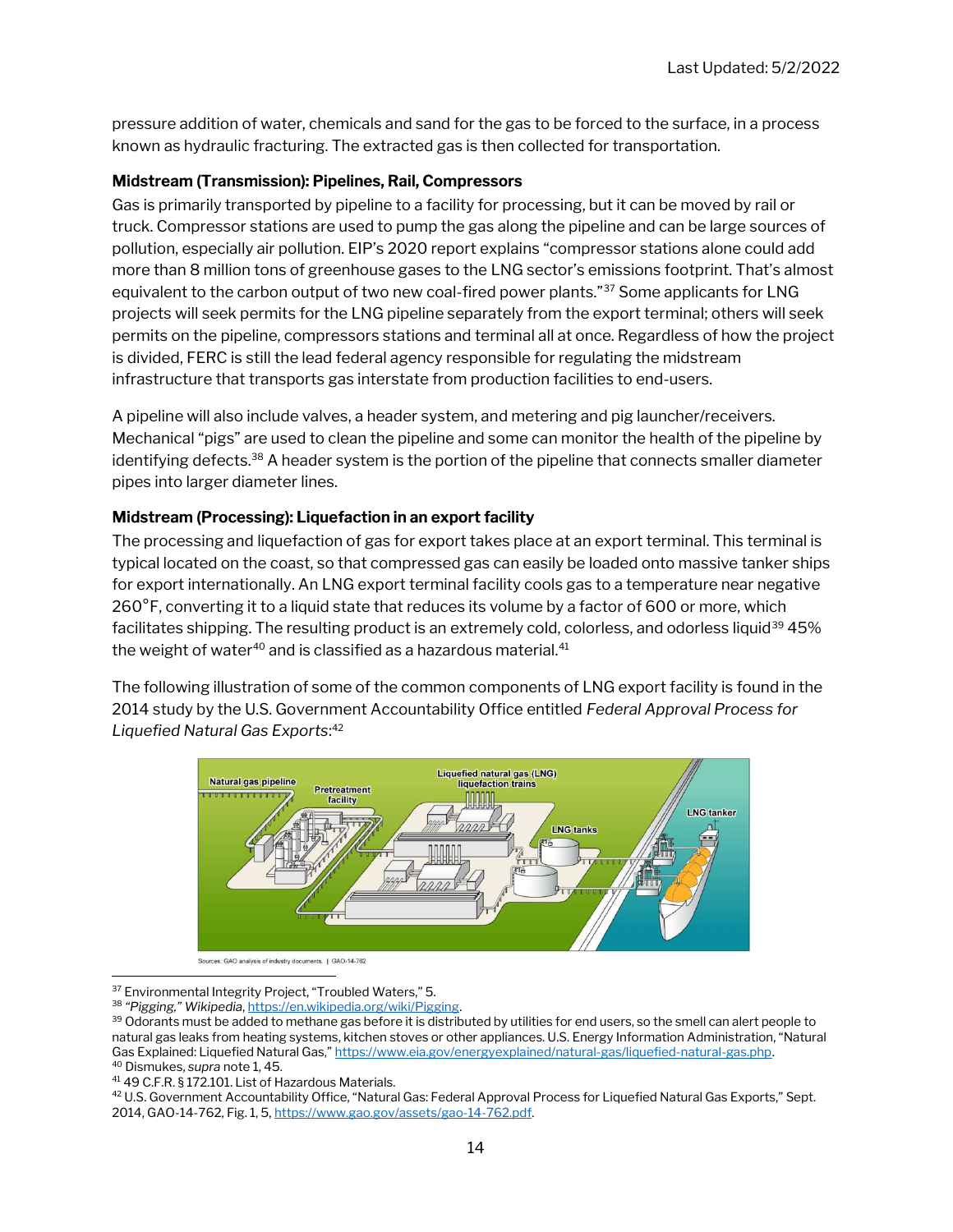pressure addition of water, chemicals and sand for the gas to be forced to the surface, in a process known as hydraulic fracturing. The extracted gas is then collected for transportation.

**Midstream (Transmission): Pipelines, Rail, Compressors**

Gas is primarily transported by pipeline to a facility for processing, but it can be moved by rail or truck. Compressor stations are used to pump the gas along the pipeline and can be large sources of pollution, especially air pollution. EIP's 2020 report explains "compressor stations alone could add more than 8 million tons of greenhouse gases to the LNG sector's emissions footprint. That's almost equivalent to the carbon output of two new coal-fired power plants."[37] Some applicants for LNG projects will seek permits for the LNG pipeline separately from the export terminal; others will seek permits on the pipeline, compressors stations and terminal all at once. Regardless of how the project is divided, FERC is still the lead federal agency responsible for regulating the midstream infrastructure that transports gas interstate from production facilities to end-users.

A pipeline will also include valves, a header system, and metering and pig launcher/receivers. Mechanical "pigs" are used to clean the pipeline and some can monitor the health of the pipeline by identifying defects.[38] A header system is the portion of the pipeline that connects smaller diameter pipes into larger diameter lines.

**Midstream (Processing): Liquefaction in an export facility**

The processing and liquefaction of gas for export takes place at an export terminal. This terminal is typical located on the coast, so that compressed gas can easily be loaded onto massive tanker ships for export internationally. An LNG export terminal facility cools gas to a temperature near negative 260°F, converting it to a liquid state that reduces its volume by a factor of 600 or more, which facilitates shipping. The resulting product is an extremely cold, colorless, and odorless liquid[39] 45% the weight of water[40] and is classified as a hazardous material.[41]

The following illustration of some of the common components of LNG export facility is found in the 2014 study by the U.S. Government Accountability Office entitled *Federal Approval Process for Liquefied Natural Gas Exports*:[42]

Natural gas pipeline
Pretreatment facility
Liquefied natural gas (LNG) liquefaction trains
LNG tanks
LNG tanker

Sources: GAO analysis of industry documents. | GAO-14-762

---

[37] Environmental Integrity Project, "Troubled Waters," 5.

[38] *"Pigging," Wikipedia*, https://en.wikipedia.org/wiki/Pigging.

[39] Odorants must be added to methane gas before it is distributed by utilities for end users, so the smell can alert people to natural gas leaks from heating systems, kitchen stoves or other appliances. U.S. Energy Information Administration, "Natural Gas Explained: Liquefied Natural Gas," https://www.eia.gov/energyexplained/natural-gas/liquefied-natural-gas.php.

[40] Dismukes, *supra* note 1, 45.

[41] 49 C.F.R. § 172.101. List of Hazardous Materials.

[42] U.S. Government Accountability Office, "Natural Gas: Federal Approval Process for Liquefied Natural Gas Exports," Sept. 2014, GAO-14-762, Fig. 1, 5, https://www.gao.gov/assets/gao-14-762.pdf.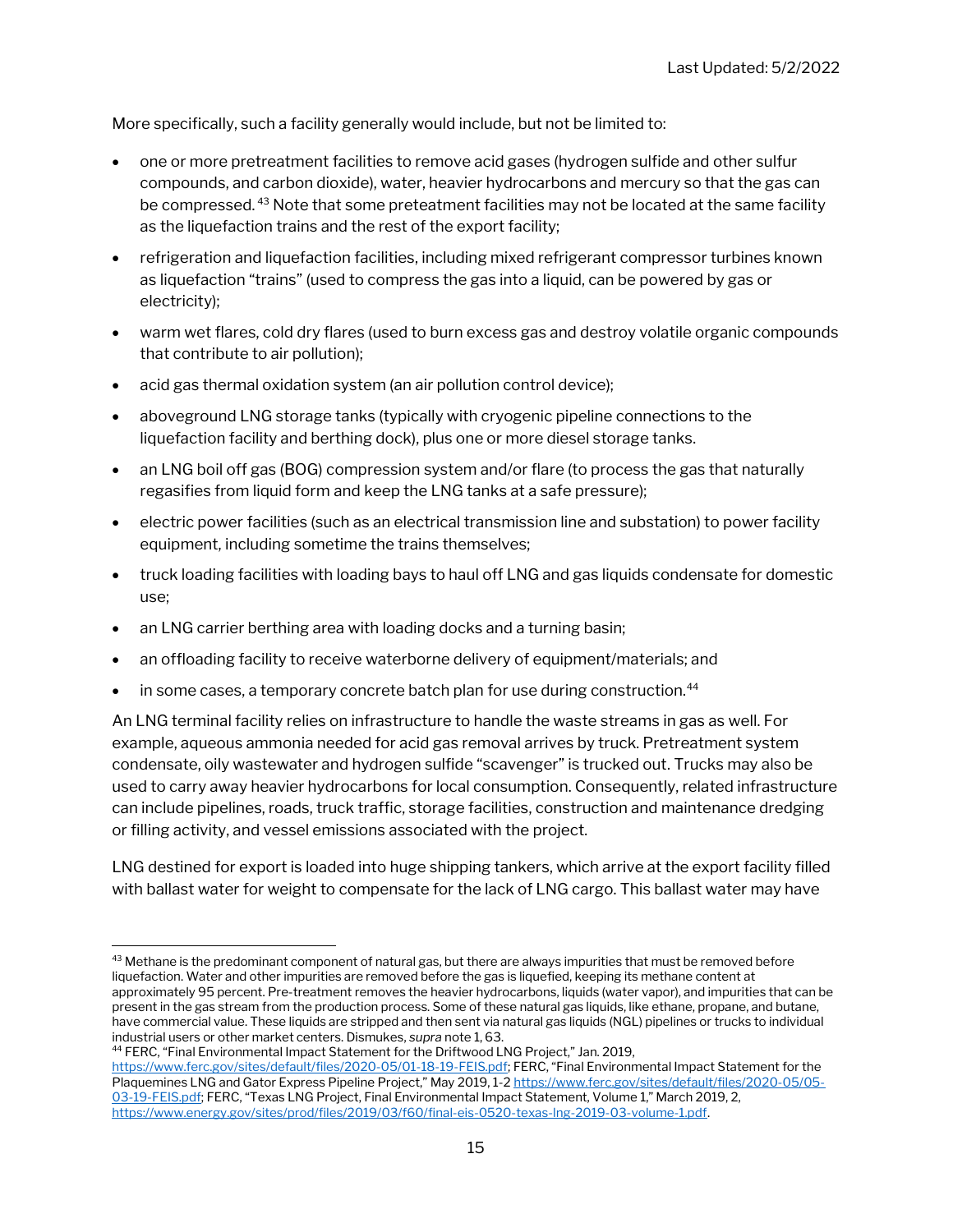More specifically, such a facility generally would include, but not be limited to:

- one or more pretreatment facilities to remove acid gases (hydrogen sulfide and other sulfur compounds, and carbon dioxide), water, heavier hydrocarbons and mercury so that the gas can be compressed.[43] Note that some preteatment facilities may not be located at the same facility as the liquefaction trains and the rest of the export facility;
- refrigeration and liquefaction facilities, including mixed refrigerant compressor turbines known as liquefaction "trains" (used to compress the gas into a liquid, can be powered by gas or electricity);
- warm wet flares, cold dry flares (used to burn excess gas and destroy volatile organic compounds that contribute to air pollution);
- acid gas thermal oxidation system (an air pollution control device);
- aboveground LNG storage tanks (typically with cryogenic pipeline connections to the liquefaction facility and berthing dock), plus one or more diesel storage tanks.
- an LNG boil off gas (BOG) compression system and/or flare (to process the gas that naturally regasifies from liquid form and keep the LNG tanks at a safe pressure);
- electric power facilities (such as an electrical transmission line and substation) to power facility equipment, including sometime the trains themselves;
- truck loading facilities with loading bays to haul off LNG and gas liquids condensate for domestic use;
- an LNG carrier berthing area with loading docks and a turning basin;
- an offloading facility to receive waterborne delivery of equipment/materials; and
- in some cases, a temporary concrete batch plan for use during construction.[44]

An LNG terminal facility relies on infrastructure to handle the waste streams in gas as well. For example, aqueous ammonia needed for acid gas removal arrives by truck. Pretreatment system condensate, oily wastewater and hydrogen sulfide "scavenger" is trucked out. Trucks may also be used to carry away heavier hydrocarbons for local consumption. Consequently, related infrastructure can include pipelines, roads, truck traffic, storage facilities, construction and maintenance dredging or filling activity, and vessel emissions associated with the project.

LNG destined for export is loaded into huge shipping tankers, which arrive at the export facility filled with ballast water for weight to compensate for the lack of LNG cargo. This ballast water may have

---

[43] Methane is the predominant component of natural gas, but there are always impurities that must be removed before liquefaction. Water and other impurities are removed before the gas is liquefied, keeping its methane content at approximately 95 percent. Pre-treatment removes the heavier hydrocarbons, liquids (water vapor), and impurities that can be present in the gas stream from the production process. Some of these natural gas liquids, like ethane, propane, and butane, have commercial value. These liquids are stripped and then sent via natural gas liquids (NGL) pipelines or trucks to individual industrial users or other market centers. Dismukes, *supra* note 1, 63.

[44] FERC, "Final Environmental Impact Statement for the Driftwood LNG Project," Jan. 2019, https://www.ferc.gov/sites/default/files/2020-05/01-18-19-FEIS.pdf; FERC, "Final Environmental Impact Statement for the Plaquemines LNG and Gator Express Pipeline Project," May 2019, 1-2 https://www.ferc.gov/sites/default/files/2020-05/05-03-19-FEIS.pdf; FERC, "Texas LNG Project, Final Environmental Impact Statement, Volume 1," March 2019, 2, https://www.energy.gov/sites/prod/files/2019/03/f60/final-eis-0520-texas-lng-2019-03-volume-1.pdf.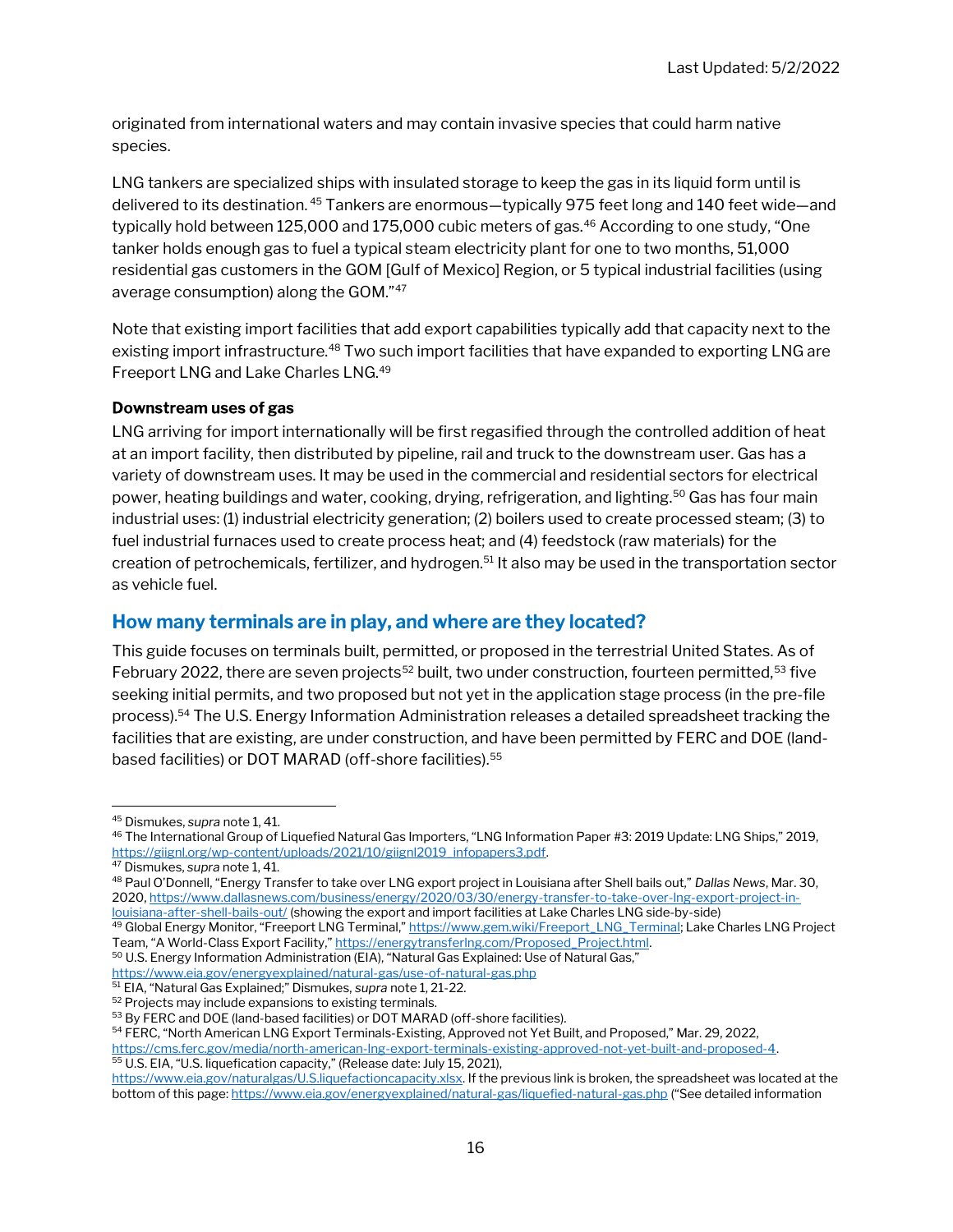originated from international waters and may contain invasive species that could harm native species.

LNG tankers are specialized ships with insulated storage to keep the gas in its liquid form until is delivered to its destination.[45] Tankers are enormous—typically 975 feet long and 140 feet wide—and typically hold between 125,000 and 175,000 cubic meters of gas.[46] According to one study, "One tanker holds enough gas to fuel a typical steam electricity plant for one to two months, 51,000 residential gas customers in the GOM [Gulf of Mexico] Region, or 5 typical industrial facilities (using average consumption) along the GOM."[47]

Note that existing import facilities that add export capabilities typically add that capacity next to the existing import infrastructure.[48] Two such import facilities that have expanded to exporting LNG are Freeport LNG and Lake Charles LNG.[49]

**Downstream uses of gas**

LNG arriving for import internationally will be first regasified through the controlled addition of heat at an import facility, then distributed by pipeline, rail and truck to the downstream user. Gas has a variety of downstream uses. It may be used in the commercial and residential sectors for electrical power, heating buildings and water, cooking, drying, refrigeration, and lighting.[50] Gas has four main industrial uses: (1) industrial electricity generation; (2) boilers used to create processed steam; (3) to fuel industrial furnaces used to create process heat; and (4) feedstock (raw materials) for the creation of petrochemicals, fertilizer, and hydrogen.[51] It also may be used in the transportation sector as vehicle fuel.

## How many terminals are in play, and where are they located?

This guide focuses on terminals built, permitted, or proposed in the terrestrial United States. As of February 2022, there are seven projects[52] built, two under construction, fourteen permitted,[53] five seeking initial permits, and two proposed but not yet in the application stage process (in the pre-file process).[54] The U.S. Energy Information Administration releases a detailed spreadsheet tracking the facilities that are existing, are under construction, and have been permitted by FERC and DOE (land-based facilities) or DOT MARAD (off-shore facilities).[55]

---

[45] Dismukes, *supra* note 1, 41.

[46] The International Group of Liquefied Natural Gas Importers, "LNG Information Paper #3: 2019 Update: LNG Ships," 2019, https://giignl.org/wp-content/uploads/2021/10/giignl2019_infopapers3.pdf.

[47] Dismukes, *supra* note 1, 41.

[48] Paul O'Donnell, "Energy Transfer to take over LNG export project in Louisiana after Shell bails out," *Dallas News*, Mar. 30, 2020, https://www.dallasnews.com/business/energy/2020/03/30/energy-transfer-to-take-over-lng-export-project-in-louisiana-after-shell-bails-out/ (showing the export and import facilities at Lake Charles LNG side-by-side)

[49] Global Energy Monitor, "Freeport LNG Terminal," https://www.gem.wiki/Freeport_LNG_Terminal; Lake Charles LNG Project Team, "A World-Class Export Facility," https://energytransferlng.com/Proposed_Project.html.

[50] U.S. Energy Information Administration (EIA), "Natural Gas Explained: Use of Natural Gas," https://www.eia.gov/energyexplained/natural-gas/use-of-natural-gas.php

[51] EIA, "Natural Gas Explained;" Dismukes, *supra* note 1, 21-22.

[52] Projects may include expansions to existing terminals.

[53] By FERC and DOE (land-based facilities) or DOT MARAD (off-shore facilities).

[54] FERC, "North American LNG Export Terminals-Existing, Approved not Yet Built, and Proposed," Mar. 29, 2022, https://cms.ferc.gov/media/north-american-lng-export-terminals-existing-approved-not-yet-built-and-proposed-4.

[55] U.S. EIA, "U.S. liquefication capacity," (Release date: July 15, 2021), https://www.eia.gov/naturalgas/U.S.liquefactioncapacity.xlsx. If the previous link is broken, the spreadsheet was located at the bottom of this page: https://www.eia.gov/energyexplained/natural-gas/liquefied-natural-gas.php ("See detailed information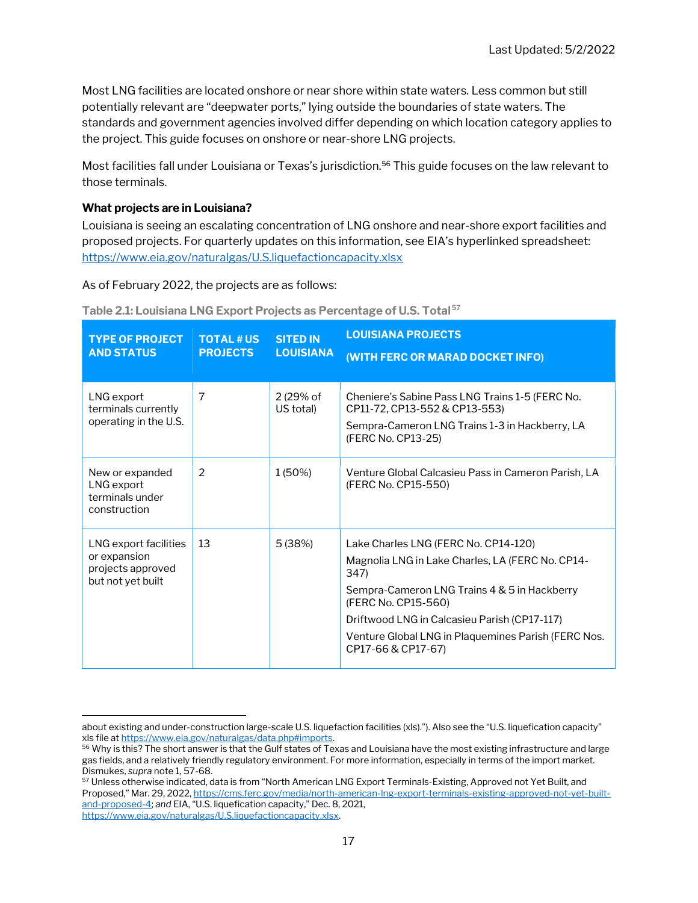Last Updated: 5/2/2022

Most LNG facilities are located onshore or near shore within state waters. Less common but still potentially relevant are "deepwater ports," lying outside the boundaries of state waters. The standards and government agencies involved differ depending on which location category applies to the project. This guide focuses on onshore or near-shore LNG projects.

Most facilities fall under Louisiana or Texas's jurisdiction.[56] This guide focuses on the law relevant to those terminals.

**What projects are in Louisiana?**

Louisiana is seeing an escalating concentration of LNG onshore and near-shore export facilities and proposed projects. For quarterly updates on this information, see EIA's hyperlinked spreadsheet: https://www.eia.gov/naturalgas/U.S.liquefactioncapacity.xlsx

As of February 2022, the projects are as follows:

**Table 2.1: Louisiana LNG Export Projects as Percentage of U.S. Total**[57]

| TYPE OF PROJECT AND STATUS | TOTAL # US PROJECTS | SITED IN LOUISIANA | LOUISIANA PROJECTS (WITH FERC OR MARAD DOCKET INFO) |
|---|---|---|---|
| LNG export terminals currently operating in the U.S. | 7 | 2 (29% of US total) | Cheniere's Sabine Pass LNG Trains 1-5 (FERC No. CP11-72, CP13-552 & CP13-553)<br>Sempra-Cameron LNG Trains 1-3 in Hackberry, LA (FERC No. CP13-25) |
| New or expanded LNG export terminals under construction | 2 | 1 (50%) | Venture Global Calcasieu Pass in Cameron Parish, LA (FERC No. CP15-550) |
| LNG export facilities or expansion projects approved but not yet built | 13 | 5 (38%) | Lake Charles LNG (FERC No. CP14-120)<br>Magnolia LNG in Lake Charles, LA (FERC No. CP14-347)<br>Sempra-Cameron LNG Trains 4 & 5 in Hackberry (FERC No. CP15-560)<br>Driftwood LNG in Calcasieu Parish (CP17-117)<br>Venture Global LNG in Plaquemines Parish (FERC Nos. CP17-66 & CP17-67) |

about existing and under-construction large-scale U.S. liquefaction facilities (xls)."). Also see the "U.S. liquefication capacity" xls file at https://www.eia.gov/naturalgas/data.php#imports.

[56] Why is this? The short answer is that the Gulf states of Texas and Louisiana have the most existing infrastructure and large gas fields, and a relatively friendly regulatory environment. For more information, especially in terms of the import market. Dismukes, *supra* note 1, 57-68.

[57] Unless otherwise indicated, data is from "North American LNG Export Terminals-Existing, Approved not Yet Built, and Proposed," Mar. 29, 2022, https://cms.ferc.gov/media/north-american-lng-export-terminals-existing-approved-not-yet-built-and-proposed-4; *and* EIA, "U.S. liquefication capacity," Dec. 8, 2021, https://www.eia.gov/naturalgas/U.S.liquefactioncapacity.xlsx.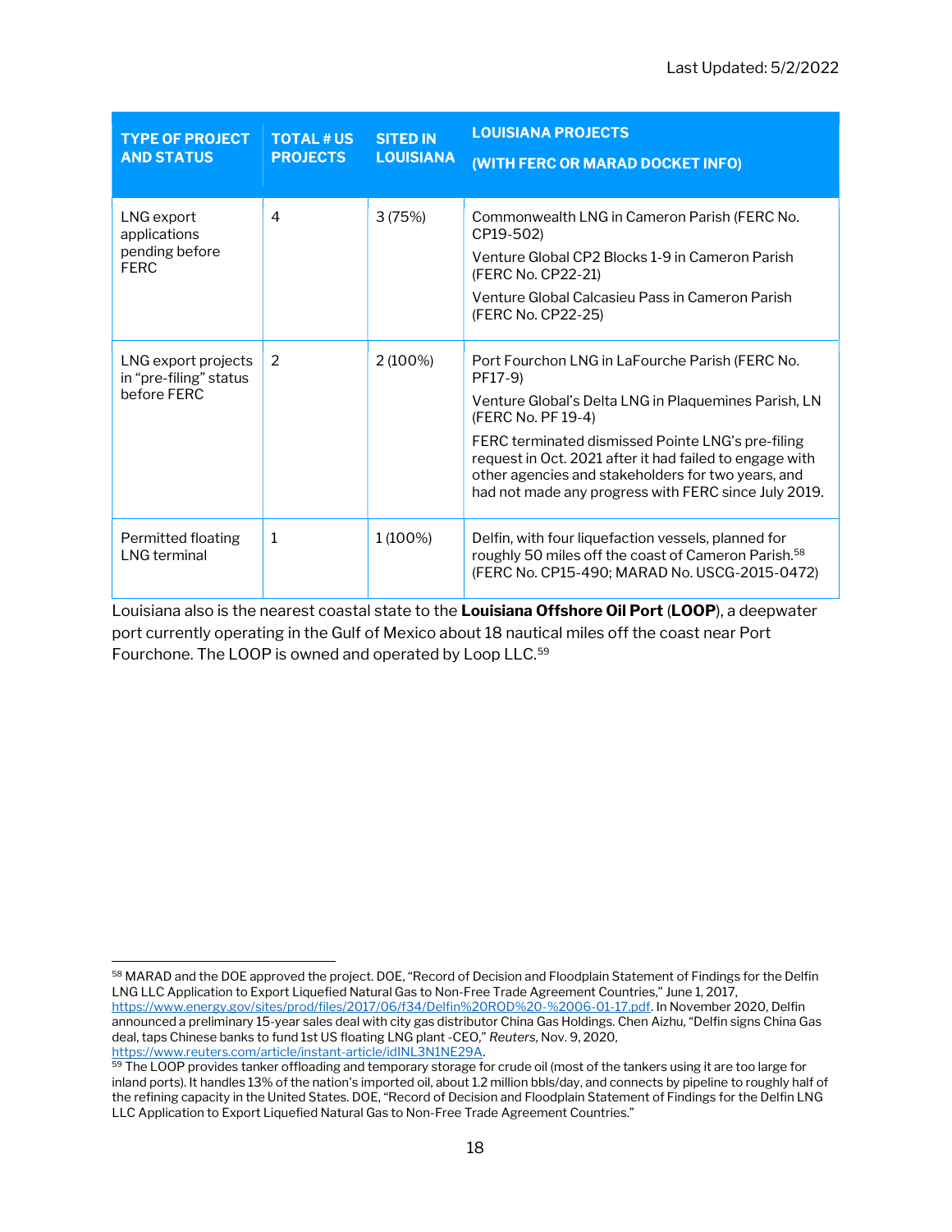| TYPE OF PROJECT AND STATUS | TOTAL # US PROJECTS | SITED IN LOUISIANA | LOUISIANA PROJECTS (WITH FERC OR MARAD DOCKET INFO) |
|---|---|---|---|
| LNG export applications pending before FERC | 4 | 3 (75%) | Commonwealth LNG in Cameron Parish (FERC No. CP19-502)<br>Venture Global CP2 Blocks 1-9 in Cameron Parish (FERC No. CP22-21)<br>Venture Global Calcasieu Pass in Cameron Parish (FERC No. CP22-25) |
| LNG export projects in "pre-filing" status before FERC | 2 | 2 (100%) | Port Fourchon LNG in LaFourche Parish (FERC No. PF17-9)<br>Venture Global's Delta LNG in Plaquemines Parish, LN (FERC No. PF 19-4)<br>FERC terminated dismissed Pointe LNG's pre-filing request in Oct. 2021 after it had failed to engage with other agencies and stakeholders for two years, and had not made any progress with FERC since July 2019. |
| Permitted floating LNG terminal | 1 | 1 (100%) | Delfin, with four liquefaction vessels, planned for roughly 50 miles off the coast of Cameron Parish.[58] (FERC No. CP15-490; MARAD No. USCG-2015-0472) |

Louisiana also is the nearest coastal state to the **Louisiana Offshore Oil Port** (**LOOP**), a deepwater port currently operating in the Gulf of Mexico about 18 nautical miles off the coast near Port Fourchone. The LOOP is owned and operated by Loop LLC.[59]

---

[58] MARAD and the DOE approved the project. DOE, "Record of Decision and Floodplain Statement of Findings for the Delfin LNG LLC Application to Export Liquefied Natural Gas to Non-Free Trade Agreement Countries," June 1, 2017, https://www.energy.gov/sites/prod/files/2017/06/f34/Delfin%20ROD%20-%2006-01-17.pdf. In November 2020, Delfin announced a preliminary 15-year sales deal with city gas distributor China Gas Holdings. Chen Aizhu, "Delfin signs China Gas deal, taps Chinese banks to fund 1st US floating LNG plant -CEO," *Reuters*, Nov. 9, 2020, https://www.reuters.com/article/instant-article/idINL3N1NE29A.

[59] The LOOP provides tanker offloading and temporary storage for crude oil (most of the tankers using it are too large for inland ports). It handles 13% of the nation's imported oil, about 1.2 million bbls/day, and connects by pipeline to roughly half of the refining capacity in the United States. DOE, "Record of Decision and Floodplain Statement of Findings for the Delfin LNG LLC Application to Export Liquefied Natural Gas to Non-Free Trade Agreement Countries."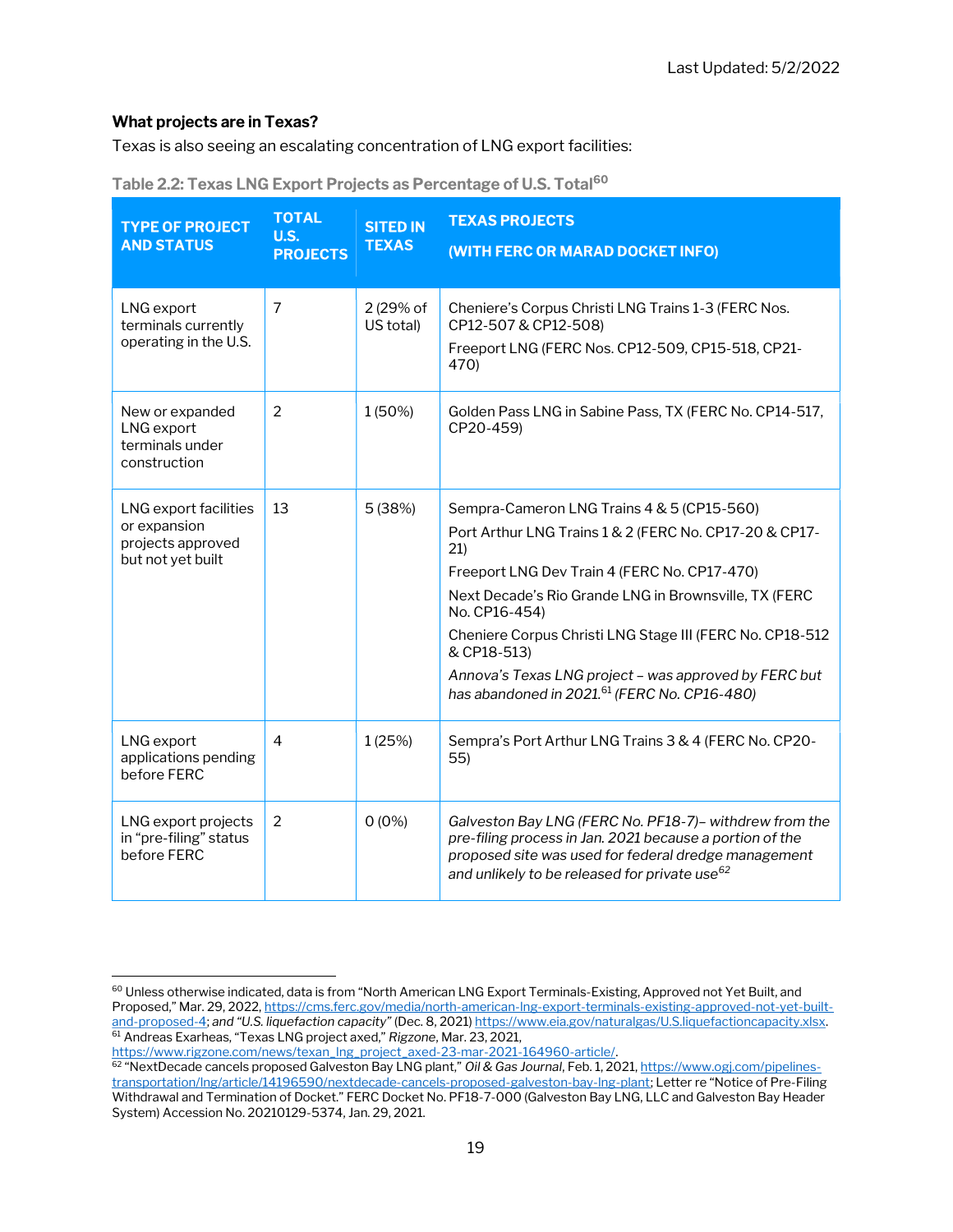Last Updated: 5/2/2022

**What projects are in Texas?**

Texas is also seeing an escalating concentration of LNG export facilities:

**Table 2.2: Texas LNG Export Projects as Percentage of U.S. Total[60]**

| TYPE OF PROJECT AND STATUS | TOTAL U.S. PROJECTS | SITED IN TEXAS | TEXAS PROJECTS (WITH FERC OR MARAD DOCKET INFO) |
|---|---|---|---|
| LNG export terminals currently operating in the U.S. | 7 | 2 (29% of US total) | Cheniere's Corpus Christi LNG Trains 1-3 (FERC Nos. CP12-507 & CP12-508)<br>Freeport LNG (FERC Nos. CP12-509, CP15-518, CP21-470) |
| New or expanded LNG export terminals under construction | 2 | 1 (50%) | Golden Pass LNG in Sabine Pass, TX (FERC No. CP14-517, CP20-459) |
| LNG export facilities or expansion projects approved but not yet built | 13 | 5 (38%) | Sempra-Cameron LNG Trains 4 & 5 (CP15-560)<br>Port Arthur LNG Trains 1 & 2 (FERC No. CP17-20 & CP17-21)<br>Freeport LNG Dev Train 4 (FERC No. CP17-470)<br>Next Decade's Rio Grande LNG in Brownsville, TX (FERC No. CP16-454)<br>Cheniere Corpus Christi LNG Stage III (FERC No. CP18-512 & CP18-513)<br>*Annova's Texas LNG project – was approved by FERC but has abandoned in 2021.*[61] *(FERC No. CP16-480)* |
| LNG export applications pending before FERC | 4 | 1 (25%) | Sempra's Port Arthur LNG Trains 3 & 4 (FERC No. CP20-55) |
| LNG export projects in "pre-filing" status before FERC | 2 | 0 (0%) | *Galveston Bay LNG (FERC No. PF18-7)– withdrew from the pre-filing process in Jan. 2021 because a portion of the proposed site was used for federal dredge management and unlikely to be released for private use*[62] |

[60] Unless otherwise indicated, data is from "North American LNG Export Terminals-Existing, Approved not Yet Built, and Proposed," Mar. 29, 2022, https://cms.ferc.gov/media/north-american-lng-export-terminals-existing-approved-not-yet-built-and-proposed-4; *and "U.S. liquefaction capacity"* (Dec. 8, 2021) https://www.eia.gov/naturalgas/U.S.liquefactioncapacity.xlsx.

[61] Andreas Exarheas, "Texas LNG project axed," *Rigzone*, Mar. 23, 2021, https://www.rigzone.com/news/texan_lng_project_axed-23-mar-2021-164960-article/.

[62] "NextDecade cancels proposed Galveston Bay LNG plant," *Oil & Gas Journal*, Feb. 1, 2021, https://www.ogj.com/pipelines-transportation/lng/article/14196590/nextdecade-cancels-proposed-galveston-bay-lng-plant; Letter re "Notice of Pre-Filing Withdrawal and Termination of Docket." FERC Docket No. PF18-7-000 (Galveston Bay LNG, LLC and Galveston Bay Header System) Accession No. 20210129-5374, Jan. 29, 2021.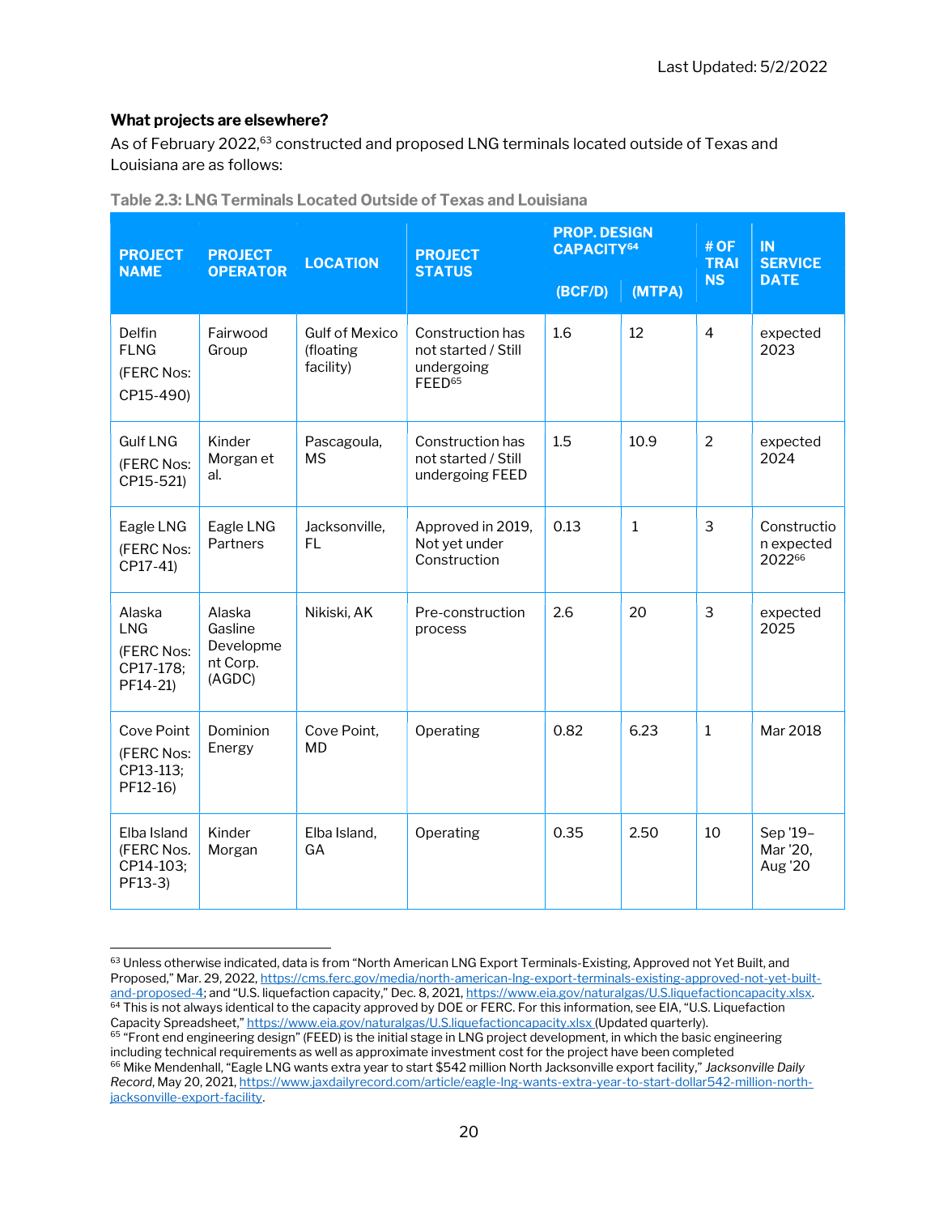Last Updated: 5/2/2022

**What projects are elsewhere?**

As of February 2022,[63] constructed and proposed LNG terminals located outside of Texas and Louisiana are as follows:

**Table 2.3: LNG Terminals Located Outside of Texas and Louisiana**

| PROJECT NAME | PROJECT OPERATOR | LOCATION | PROJECT STATUS | PROP. DESIGN CAPACITY[64] | | # OF TRAINS | IN SERVICE DATE |
|---|---|---|---|---|---|---|---|
| | | | | (BCF/D) | (MTPA) | | |
| Delfin FLNG (FERC Nos: CP15-490) | Fairwood Group | Gulf of Mexico (floating facility) | Construction has not started / Still undergoing FEED[65] | 1.6 | 12 | 4 | expected 2023 |
| Gulf LNG (FERC Nos: CP15-521) | Kinder Morgan et al. | Pascagoula, MS | Construction has not started / Still undergoing FEED | 1.5 | 10.9 | 2 | expected 2024 |
| Eagle LNG (FERC Nos: CP17-41) | Eagle LNG Partners | Jacksonville, FL | Approved in 2019, Not yet under Construction | 0.13 | 1 | 3 | Construction expected 2022[66] |
| Alaska LNG (FERC Nos: CP17-178; PF14-21) | Alaska Gasline Development Corp. (AGDC) | Nikiski, AK | Pre-construction process | 2.6 | 20 | 3 | expected 2025 |
| Cove Point (FERC Nos: CP13-113; PF12-16) | Dominion Energy | Cove Point, MD | Operating | 0.82 | 6.23 | 1 | Mar 2018 |
| Elba Island (FERC Nos. CP14-103; PF13-3) | Kinder Morgan | Elba Island, GA | Operating | 0.35 | 2.50 | 10 | Sep '19– Mar '20, Aug '20 |

[63] Unless otherwise indicated, data is from "North American LNG Export Terminals-Existing, Approved not Yet Built, and Proposed," Mar. 29, 2022, https://cms.ferc.gov/media/north-american-lng-export-terminals-existing-approved-not-yet-built-and-proposed-4; and "U.S. liquefaction capacity," Dec. 8, 2021, https://www.eia.gov/naturalgas/U.S.liquefactioncapacity.xlsx.

[64] This is not always identical to the capacity approved by DOE or FERC. For this information, see EIA, "U.S. Liquefaction Capacity Spreadsheet," https://www.eia.gov/naturalgas/U.S.liquefactioncapacity.xlsx (Updated quarterly).

[65] "Front end engineering design" (FEED) is the initial stage in LNG project development, in which the basic engineering including technical requirements as well as approximate investment cost for the project have been completed

[66] Mike Mendenhall, "Eagle LNG wants extra year to start $542 million North Jacksonville export facility," *Jacksonville Daily Record*, May 20, 2021, https://www.jaxdailyrecord.com/article/eagle-lng-wants-extra-year-to-start-dollar542-million-north-jacksonville-export-facility.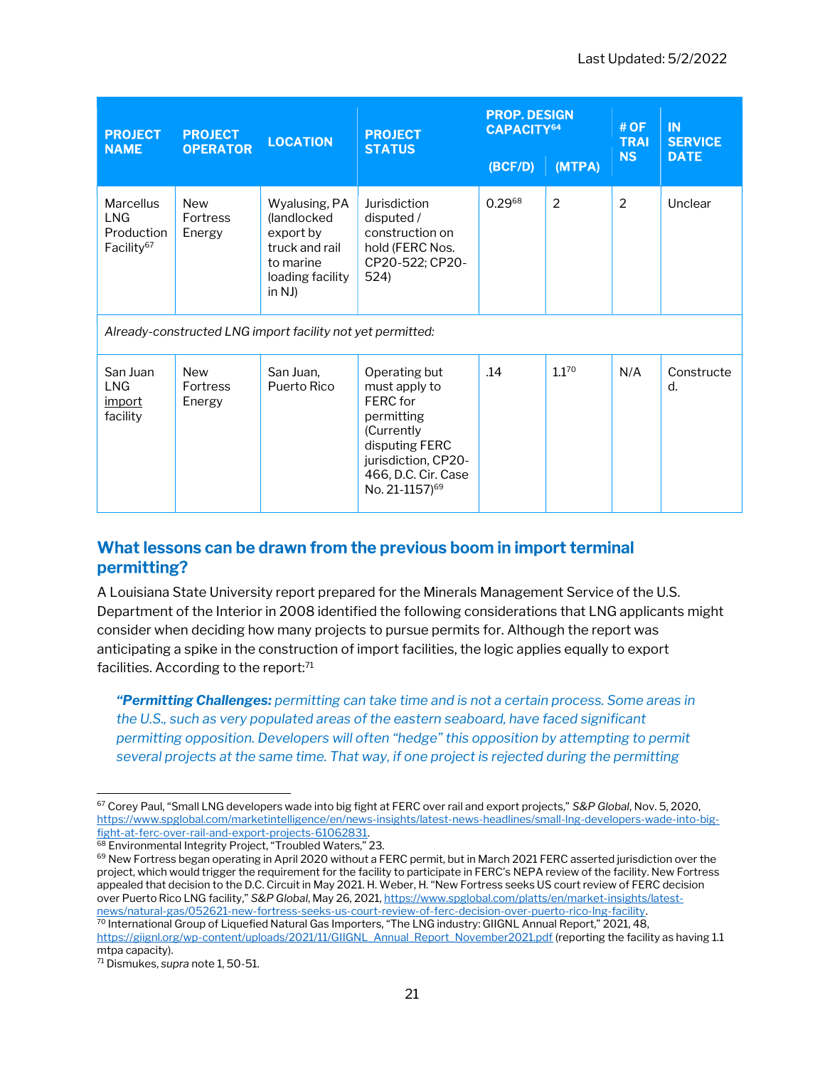Last Updated: 5/2/2022

| PROJECT NAME | PROJECT OPERATOR | LOCATION | PROJECT STATUS | PROP. DESIGN CAPACITY[64] | | # OF TRAINS | IN SERVICE DATE |
|---|---|---|---|---|---|---|---|
| | | | | (BCF/D) | (MTPA) | | |
| Marcellus LNG Production Facility[67] | New Fortress Energy | Wyalusing, PA (landlocked export by truck and rail to marine loading facility in NJ) | Jurisdiction disputed / construction on hold (FERC Nos. CP20-522; CP20-524) | 0.29[68] | 2 | 2 | Unclear |
| *Already-constructed LNG import facility not yet permitted:* | | | | | | | |
| San Juan LNG import facility | New Fortress Energy | San Juan, Puerto Rico | Operating but must apply to FERC for permitting (Currently disputing FERC jurisdiction, CP20-466, D.C. Cir. Case No. 21-1157)[69] | .14 | 1.1[70] | N/A | Constructed. |

## What lessons can be drawn from the previous boom in import terminal permitting?

A Louisiana State University report prepared for the Minerals Management Service of the U.S. Department of the Interior in 2008 identified the following considerations that LNG applicants might consider when deciding how many projects to pursue permits for. Although the report was anticipating a spike in the construction of import facilities, the logic applies equally to export facilities. According to the report:[71]

> ***"Permitting Challenges:*** *permitting can take time and is not a certain process. Some areas in the U.S., such as very populated areas of the eastern seaboard, have faced significant permitting opposition. Developers will often "hedge" this opposition by attempting to permit several projects at the same time. That way, if one project is rejected during the permitting*

---

[67] Corey Paul, "Small LNG developers wade into big fight at FERC over rail and export projects," *S&P Global*, Nov. 5, 2020, https://www.spglobal.com/marketintelligence/en/news-insights/latest-news-headlines/small-lng-developers-wade-into-big-fight-at-ferc-over-rail-and-export-projects-61062831.

[68] Environmental Integrity Project, "Troubled Waters," 23.

[69] New Fortress began operating in April 2020 without a FERC permit, but in March 2021 FERC asserted jurisdiction over the project, which would trigger the requirement for the facility to participate in FERC's NEPA review of the facility. New Fortress appealed that decision to the D.C. Circuit in May 2021. H. Weber, H. "New Fortress seeks US court review of FERC decision over Puerto Rico LNG facility," *S&P Global*, May 26, 2021, https://www.spglobal.com/platts/en/market-insights/latest-news/natural-gas/052621-new-fortress-seeks-us-court-review-of-ferc-decision-over-puerto-rico-lng-facility.

[70] International Group of Liquefied Natural Gas Importers, "The LNG industry: GIIGNL Annual Report," 2021, 48, https://giignl.org/wp-content/uploads/2021/11/GIIGNL_Annual_Report_November2021.pdf (reporting the facility as having 1.1 mtpa capacity).

[71] Dismukes, *supra* note 1, 50-51.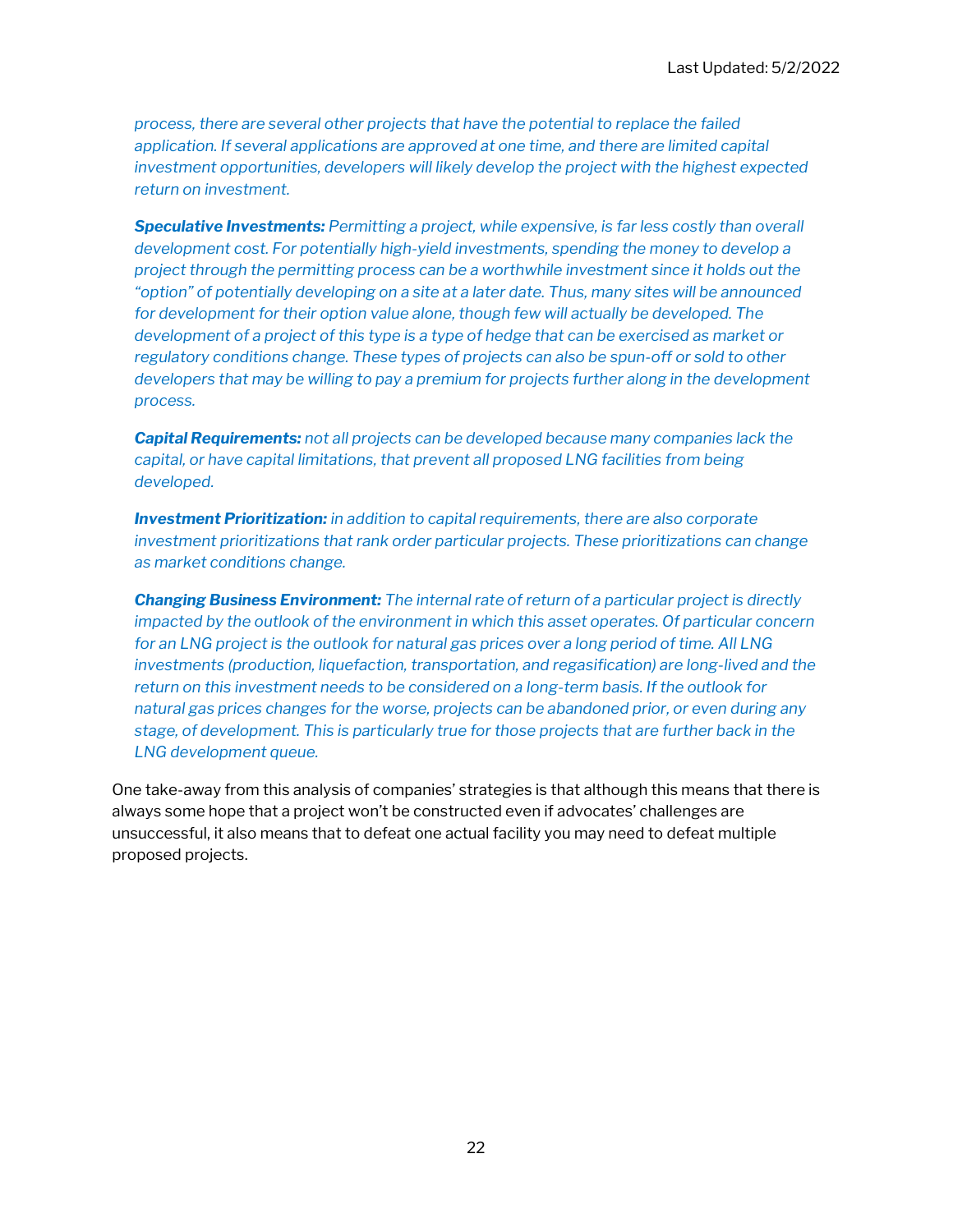*process, there are several other projects that have the potential to replace the failed application. If several applications are approved at one time, and there are limited capital investment opportunities, developers will likely develop the project with the highest expected return on investment.*

***Speculative Investments:*** *Permitting a project, while expensive, is far less costly than overall development cost. For potentially high-yield investments, spending the money to develop a project through the permitting process can be a worthwhile investment since it holds out the "option" of potentially developing on a site at a later date. Thus, many sites will be announced for development for their option value alone, though few will actually be developed. The development of a project of this type is a type of hedge that can be exercised as market or regulatory conditions change. These types of projects can also be spun-off or sold to other developers that may be willing to pay a premium for projects further along in the development process.*

***Capital Requirements:*** *not all projects can be developed because many companies lack the capital, or have capital limitations, that prevent all proposed LNG facilities from being developed.*

***Investment Prioritization:*** *in addition to capital requirements, there are also corporate investment prioritizations that rank order particular projects. These prioritizations can change as market conditions change.*

***Changing Business Environment:*** *The internal rate of return of a particular project is directly impacted by the outlook of the environment in which this asset operates. Of particular concern for an LNG project is the outlook for natural gas prices over a long period of time. All LNG investments (production, liquefaction, transportation, and regasification) are long-lived and the return on this investment needs to be considered on a long-term basis. If the outlook for natural gas prices changes for the worse, projects can be abandoned prior, or even during any stage, of development. This is particularly true for those projects that are further back in the LNG development queue.*

One take-away from this analysis of companies' strategies is that although this means that there is always some hope that a project won't be constructed even if advocates' challenges are unsuccessful, it also means that to defeat one actual facility you may need to defeat multiple proposed projects.